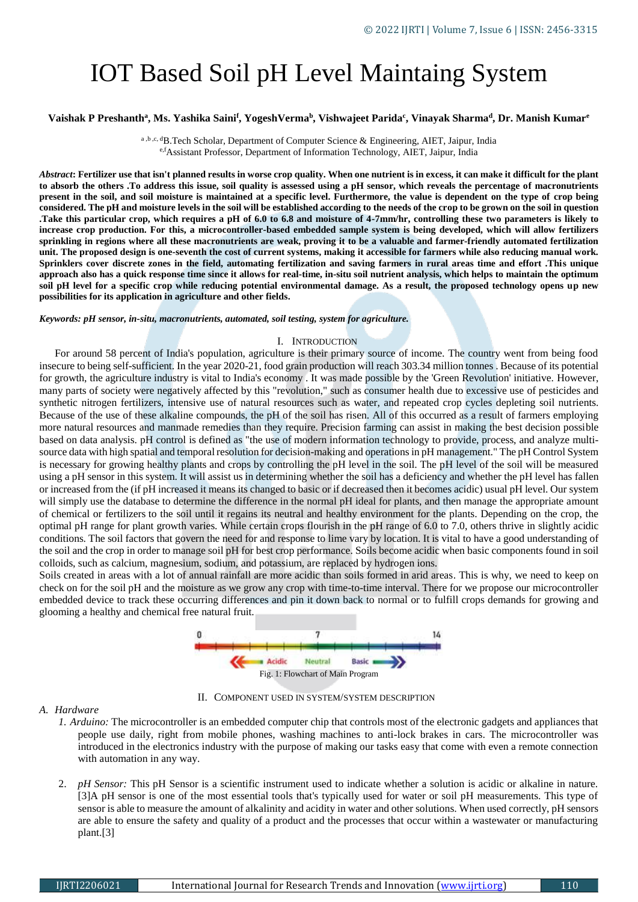# IOT Based Soil pH Level Maintaing System

**Vaishak P Preshanth[a], Ms. Yashika Saini[f], YogeshVerma[b], Vishwajeet Parida[c], Vinayak Sharma[d], Dr. Manish Kumar[e]**

[a ,b ,c, d]B.Tech Scholar, Department of Computer Science & Engineering, AIET, Jaipur, India
[e,f]Assistant Professor, Department of Information Technology, AIET, Jaipur, India

***Abstract*: Fertilizer use that isn't planned results in worse crop quality. When one nutrient is in excess, it can make it difficult for the plant to absorb the others .To address this issue, soil quality is assessed using a pH sensor, which reveals the percentage of macronutrients present in the soil, and soil moisture is maintained at a specific level. Furthermore, the value is dependent on the type of crop being considered. The pH and moisture levels in the soil will be established according to the needs of the crop to be grown on the soil in question .Take this particular crop, which requires a pH of 6.0 to 6.8 and moisture of 4-7mm/hr, controlling these two parameters is likely to increase crop production. For this, a microcontroller-based embedded sample system is being developed, which will allow fertilizers sprinkling in regions where all these macronutrients are weak, proving it to be a valuable and farmer-friendly automated fertilization unit. The proposed design is one-seventh the cost of current systems, making it accessible for farmers while also reducing manual work. Sprinklers cover discrete zones in the field, automating fertilization and saving farmers in rural areas time and effort .This unique approach also has a quick response time since it allows for real-time, in-situ soil nutrient analysis, which helps to maintain the optimum soil pH level for a specific crop while reducing potential environmental damage. As a result, the proposed technology opens up new possibilities for its application in agriculture and other fields.**

***Keywords: pH sensor, in-situ, macronutrients, automated, soil testing, system for agriculture.***

## I. Introduction

For around 58 percent of India's population, agriculture is their primary source of income. The country went from being food insecure to being self-sufficient. In the year 2020-21, food grain production will reach 303.34 million tonnes . Because of its potential for growth, the agriculture industry is vital to India's economy . It was made possible by the 'Green Revolution' initiative. However, many parts of society were negatively affected by this "revolution," such as consumer health due to excessive use of pesticides and synthetic nitrogen fertilizers, intensive use of natural resources such as water, and repeated crop cycles depleting soil nutrients. Because of the use of these alkaline compounds, the pH of the soil has risen. All of this occurred as a result of farmers employing more natural resources and manmade remedies than they require. Precision farming can assist in making the best decision possible based on data analysis. pH control is defined as "the use of modern information technology to provide, process, and analyze multi-source data with high spatial and temporal resolution for decision-making and operations in pH management." The pH Control System is necessary for growing healthy plants and crops by controlling the pH level in the soil. The pH level of the soil will be measured using a pH sensor in this system. It will assist us in determining whether the soil has a deficiency and whether the pH level has fallen or increased from the (if pH increased it means its changed to basic or if decreased then it becomes acidic) usual pH level. Our system will simply use the database to determine the difference in the normal pH ideal for plants, and then manage the appropriate amount of chemical or fertilizers to the soil until it regains its neutral and healthy environment for the plants. Depending on the crop, the optimal pH range for plant growth varies. While certain crops flourish in the pH range of 6.0 to 7.0, others thrive in slightly acidic conditions. The soil factors that govern the need for and response to lime vary by location. It is vital to have a good understanding of the soil and the crop in order to manage soil pH for best crop performance. Soils become acidic when basic components found in soil colloids, such as calcium, magnesium, sodium, and potassium, are replaced by hydrogen ions.

Soils created in areas with a lot of annual rainfall are more acidic than soils formed in arid areas. This is why, we need to keep on check on for the soil pH and the moisture as we grow any crop with time-to-time interval. There for we propose our microcontroller embedded device to track these occurring differences and pin it down back to normal or to fulfill crops demands for growing and glooming a healthy and chemical free natural fruit.

Fig. 1: Flowchart of Main Program

## II. Component used in System/System Description

### A. Hardware

1. *Arduino:* The microcontroller is an embedded computer chip that controls most of the electronic gadgets and appliances that people use daily, right from mobile phones, washing machines to anti-lock brakes in cars. The microcontroller was introduced in the electronics industry with the purpose of making our tasks easy that come with even a remote connection with automation in any way.

2. *pH Sensor:* This pH Sensor is a scientific instrument used to indicate whether a solution is acidic or alkaline in nature. [3]A pH sensor is one of the most essential tools that's typically used for water or soil pH measurements. This type of sensor is able to measure the amount of alkalinity and acidity in water and other solutions. When used correctly, pH sensors are able to ensure the safety and quality of a product and the processes that occur within a wastewater or manufacturing plant.[3]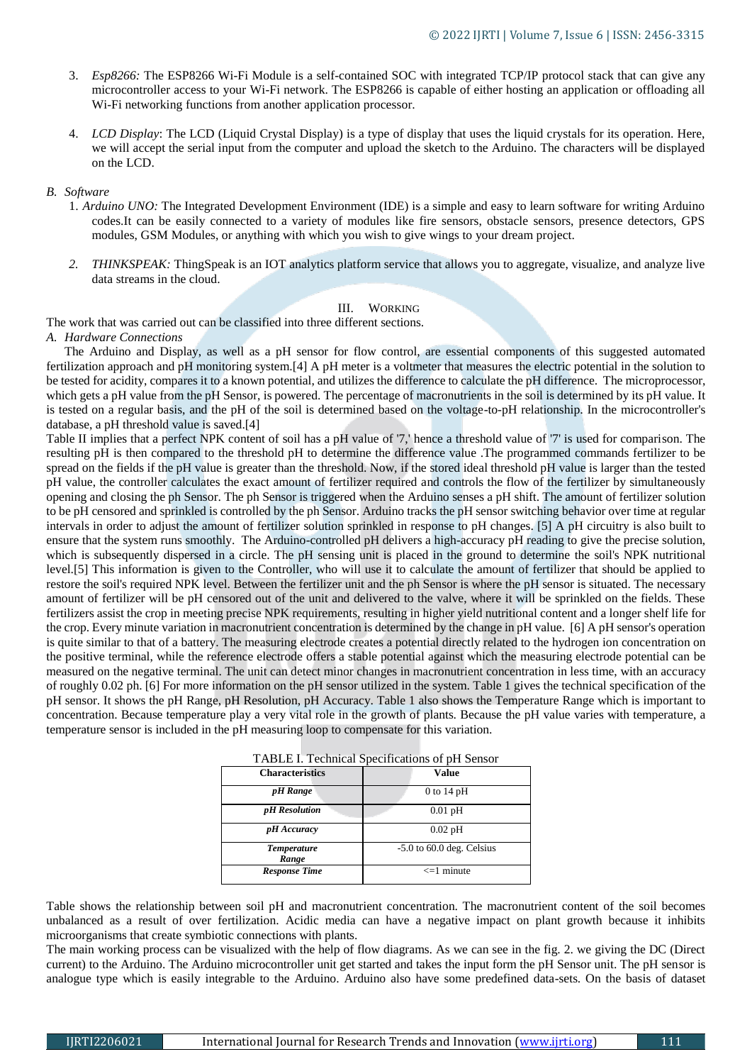3. *Esp8266:* The ESP8266 Wi-Fi Module is a self-contained SOC with integrated TCP/IP protocol stack that can give any microcontroller access to your Wi-Fi network. The ESP8266 is capable of either hosting an application or offloading all Wi-Fi networking functions from another application processor.

4. *LCD Display*: The LCD (Liquid Crystal Display) is a type of display that uses the liquid crystals for its operation. Here, we will accept the serial input from the computer and upload the sketch to the Arduino. The characters will be displayed on the LCD.

### B. Software

1. *Arduino UNO:* The Integrated Development Environment (IDE) is a simple and easy to learn software for writing Arduino codes.It can be easily connected to a variety of modules like fire sensors, obstacle sensors, presence detectors, GPS modules, GSM Modules, or anything with which you wish to give wings to your dream project.

2. *THINKSPEAK:* ThingSpeak is an IOT analytics platform service that allows you to aggregate, visualize, and analyze live data streams in the cloud.

## III. Working

The work that was carried out can be classified into three different sections.

### A. Hardware Connections

The Arduino and Display, as well as a pH sensor for flow control, are essential components of this suggested automated fertilization approach and pH monitoring system.[4] A pH meter is a voltmeter that measures the electric potential in the solution to be tested for acidity, compares it to a known potential, and utilizes the difference to calculate the pH difference. The microprocessor, which gets a pH value from the pH Sensor, is powered. The percentage of macronutrients in the soil is determined by its pH value. It is tested on a regular basis, and the pH of the soil is determined based on the voltage-to-pH relationship. In the microcontroller's database, a pH threshold value is saved.[4]

Table II implies that a perfect NPK content of soil has a pH value of '7,' hence a threshold value of '7' is used for comparison. The resulting pH is then compared to the threshold pH to determine the difference value .The programmed commands fertilizer to be spread on the fields if the pH value is greater than the threshold. Now, if the stored ideal threshold pH value is larger than the tested pH value, the controller calculates the exact amount of fertilizer required and controls the flow of the fertilizer by simultaneously opening and closing the ph Sensor. The ph Sensor is triggered when the Arduino senses a pH shift. The amount of fertilizer solution to be pH censored and sprinkled is controlled by the ph Sensor. Arduino tracks the pH sensor switching behavior over time at regular intervals in order to adjust the amount of fertilizer solution sprinkled in response to pH changes. [5] A pH circuitry is also built to ensure that the system runs smoothly. The Arduino-controlled pH delivers a high-accuracy pH reading to give the precise solution, which is subsequently dispersed in a circle. The pH sensing unit is placed in the ground to determine the soil's NPK nutritional level.[5] This information is given to the Controller, who will use it to calculate the amount of fertilizer that should be applied to restore the soil's required NPK level. Between the fertilizer unit and the ph Sensor is where the pH sensor is situated. The necessary amount of fertilizer will be pH censored out of the unit and delivered to the valve, where it will be sprinkled on the fields. These fertilizers assist the crop in meeting precise NPK requirements, resulting in higher yield nutritional content and a longer shelf life for the crop. Every minute variation in macronutrient concentration is determined by the change in pH value. [6] A pH sensor's operation is quite similar to that of a battery. The measuring electrode creates a potential directly related to the hydrogen ion concentration on the positive terminal, while the reference electrode offers a stable potential against which the measuring electrode potential can be measured on the negative terminal. The unit can detect minor changes in macronutrient concentration in less time, with an accuracy of roughly 0.02 ph. [6] For more information on the pH sensor utilized in the system. Table 1 gives the technical specification of the pH sensor. It shows the pH Range, pH Resolution, pH Accuracy. Table 1 also shows the Temperature Range which is important to concentration. Because temperature play a very vital role in the growth of plants. Because the pH value varies with temperature, a temperature sensor is included in the pH measuring loop to compensate for this variation.

TABLE I. Technical Specifications of pH Sensor

| Characteristics | Value |
|---|---|
| ***pH Range*** | 0 to 14 pH |
| ***pH Resolution*** | 0.01 pH |
| ***pH Accuracy*** | 0.02 pH |
| ***Temperature Range*** | -5.0 to 60.0 deg. Celsius |
| ***Response Time*** | <=1 minute |

Table shows the relationship between soil pH and macronutrient concentration. The macronutrient content of the soil becomes unbalanced as a result of over fertilization. Acidic media can have a negative impact on plant growth because it inhibits microorganisms that create symbiotic connections with plants.

The main working process can be visualized with the help of flow diagrams. As we can see in the fig. 2. we giving the DC (Direct current) to the Arduino. The Arduino microcontroller unit get started and takes the input form the pH Sensor unit. The pH sensor is analogue type which is easily integrable to the Arduino. Arduino also have some predefined data-sets. On the basis of dataset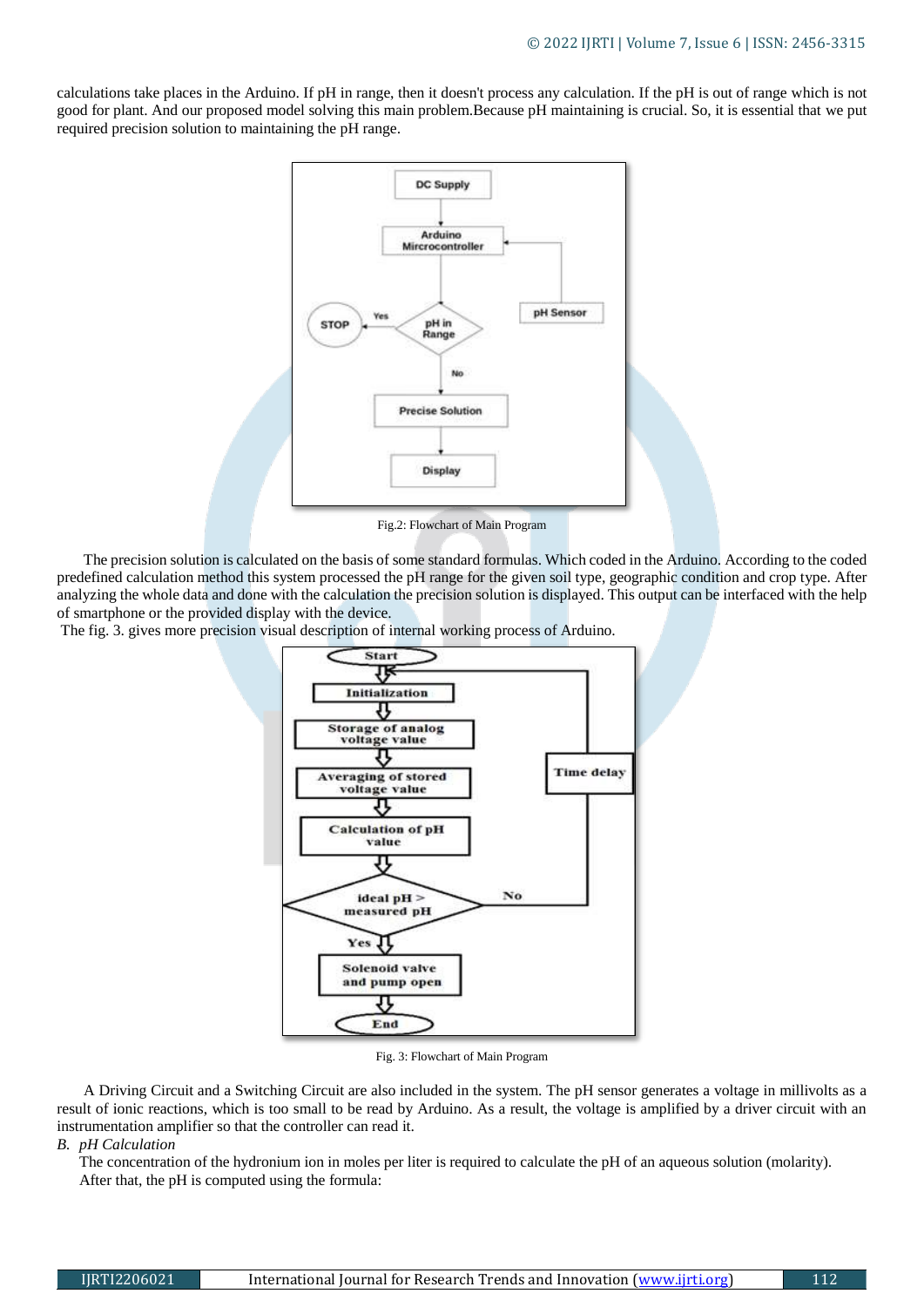calculations take places in the Arduino. If pH in range, then it doesn't process any calculation. If the pH is out of range which is not good for plant. And our proposed model solving this main problem.Because pH maintaining is crucial. So, it is essential that we put required precision solution to maintaining the pH range.

DC Supply

Arduino Mircrocontroller

pH Sensor

STOP

Yes

pH in Range

No

Precise Solution

Display

Fig.2: Flowchart of Main Program

The precision solution is calculated on the basis of some standard formulas. Which coded in the Arduino. According to the coded predefined calculation method this system processed the pH range for the given soil type, geographic condition and crop type. After analyzing the whole data and done with the calculation the precision solution is displayed. This output can be interfaced with the help of smartphone or the provided display with the device.

The fig. 3. gives more precision visual description of internal working process of Arduino.

Start

Initialization

Storage of analog voltage value

Averaging of stored voltage value

Calculation of pH value

Time delay

ideal pH > measured pH

No

Yes

Solenoid valve and pump open

End

Fig. 3: Flowchart of Main Program

A Driving Circuit and a Switching Circuit are also included in the system. The pH sensor generates a voltage in millivolts as a result of ionic reactions, which is too small to be read by Arduino. As a result, the voltage is amplified by a driver circuit with an instrumentation amplifier so that the controller can read it.

*B. pH Calculation*

The concentration of the hydronium ion in moles per liter is required to calculate the pH of an aqueous solution (molarity). After that, the pH is computed using the formula: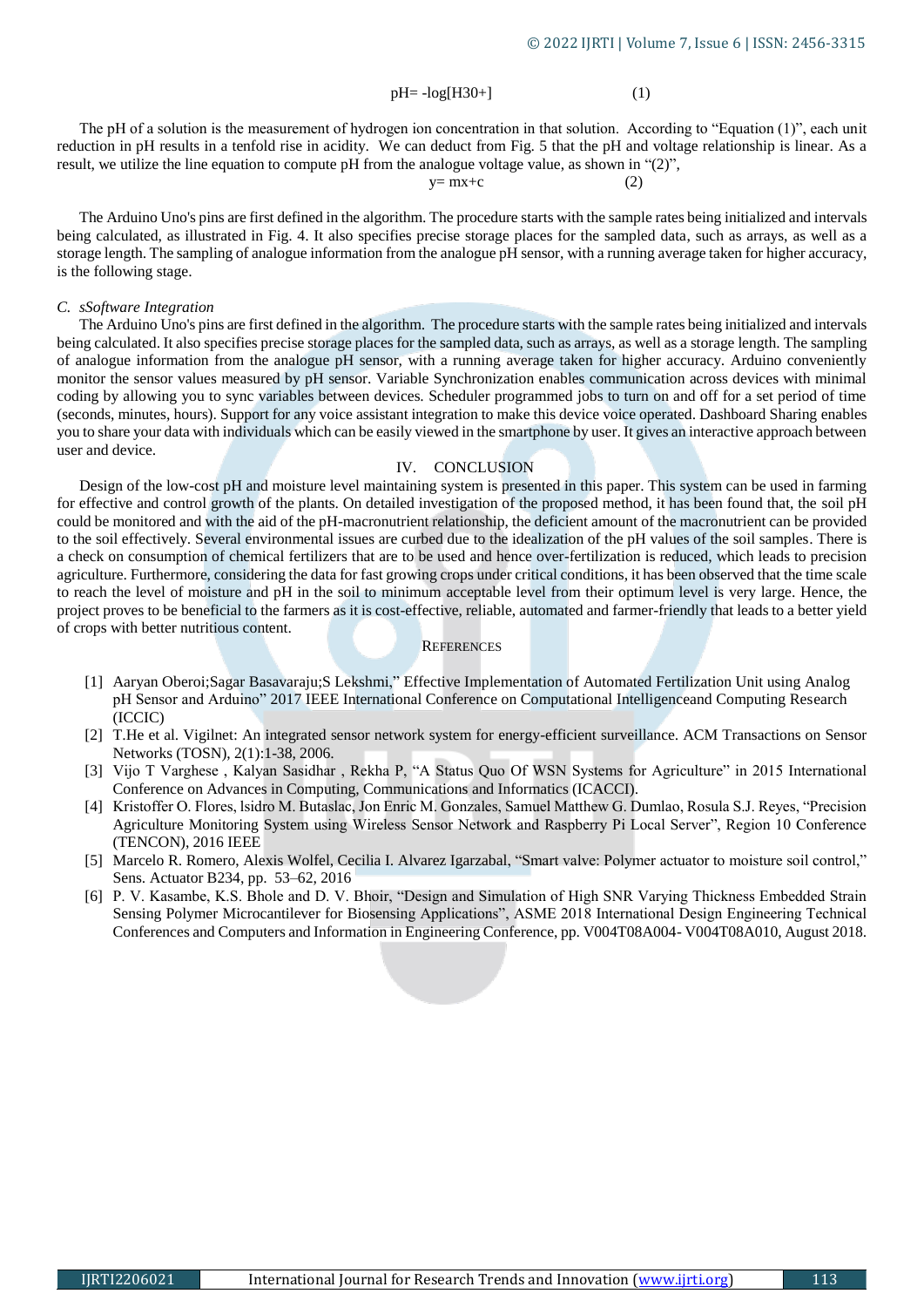$$pH= -log[H30+] \qquad (1)$$

The pH of a solution is the measurement of hydrogen ion concentration in that solution. According to "Equation (1)", each unit reduction in pH results in a tenfold rise in acidity. We can deduct from Fig. 5 that the pH and voltage relationship is linear. As a result, we utilize the line equation to compute pH from the analogue voltage value, as shown in "(2)",

$$y= mx+c \qquad (2)$$

The Arduino Uno's pins are first defined in the algorithm. The procedure starts with the sample rates being initialized and intervals being calculated, as illustrated in Fig. 4. It also specifies precise storage places for the sampled data, such as arrays, as well as a storage length. The sampling of analogue information from the analogue pH sensor, with a running average taken for higher accuracy, is the following stage.

### C. *sSoftware Integration*

The Arduino Uno's pins are first defined in the algorithm. The procedure starts with the sample rates being initialized and intervals being calculated. It also specifies precise storage places for the sampled data, such as arrays, as well as a storage length. The sampling of analogue information from the analogue pH sensor, with a running average taken for higher accuracy. Arduino conveniently monitor the sensor values measured by pH sensor. Variable Synchronization enables communication across devices with minimal coding by allowing you to sync variables between devices. Scheduler programmed jobs to turn on and off for a set period of time (seconds, minutes, hours). Support for any voice assistant integration to make this device voice operated. Dashboard Sharing enables you to share your data with individuals which can be easily viewed in the smartphone by user. It gives an interactive approach between user and device.

## IV. CONCLUSION

Design of the low-cost pH and moisture level maintaining system is presented in this paper. This system can be used in farming for effective and control growth of the plants. On detailed investigation of the proposed method, it has been found that, the soil pH could be monitored and with the aid of the pH-macronutrient relationship, the deficient amount of the macronutrient can be provided to the soil effectively. Several environmental issues are curbed due to the idealization of the pH values of the soil samples. There is a check on consumption of chemical fertilizers that are to be used and hence over-fertilization is reduced, which leads to precision agriculture. Furthermore, considering the data for fast growing crops under critical conditions, it has been observed that the time scale to reach the level of moisture and pH in the soil to minimum acceptable level from their optimum level is very large. Hence, the project proves to be beneficial to the farmers as it is cost-effective, reliable, automated and farmer-friendly that leads to a better yield of crops with better nutritious content.

## REFERENCES

[1] Aaryan Oberoi;Sagar Basavaraju;S Lekshmi," Effective Implementation of Automated Fertilization Unit using Analog pH Sensor and Arduino" 2017 IEEE International Conference on Computational Intelligenceand Computing Research (ICCIC)

[2] T.He et al. Vigilnet: An integrated sensor network system for energy-efficient surveillance. ACM Transactions on Sensor Networks (TOSN), 2(1):1-38, 2006.

[3] Vijo T Varghese , Kalyan Sasidhar , Rekha P, "A Status Quo Of WSN Systems for Agriculture" in 2015 International Conference on Advances in Computing, Communications and Informatics (ICACCI).

[4] Kristoffer O. Flores, lsidro M. Butaslac, Jon Enric M. Gonzales, Samuel Matthew G. Dumlao, Rosula S.J. Reyes, "Precision Agriculture Monitoring System using Wireless Sensor Network and Raspberry Pi Local Server", Region 10 Conference (TENCON), 2016 IEEE

[5] Marcelo R. Romero, Alexis Wolfel, Cecilia I. Alvarez Igarzabal, "Smart valve: Polymer actuator to moisture soil control," Sens. Actuator B234, pp. 53–62, 2016

[6] P. V. Kasambe, K.S. Bhole and D. V. Bhoir, "Design and Simulation of High SNR Varying Thickness Embedded Strain Sensing Polymer Microcantilever for Biosensing Applications", ASME 2018 International Design Engineering Technical Conferences and Computers and Information in Engineering Conference, pp. V004T08A004- V004T08A010, August 2018.